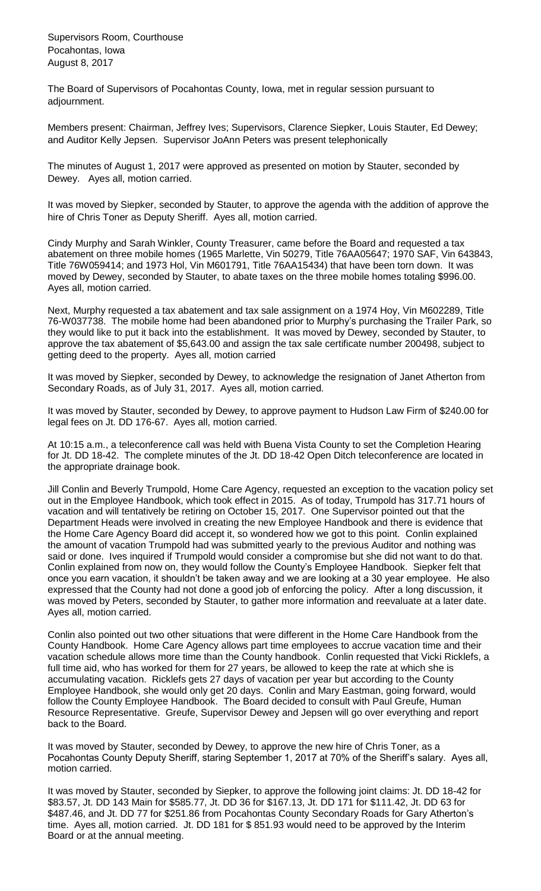Supervisors Room, Courthouse
Pocahontas, Iowa
August 8, 2017

The Board of Supervisors of Pocahontas County, Iowa, met in regular session pursuant to adjournment.

Members present: Chairman, Jeffrey Ives; Supervisors, Clarence Siepker, Louis Stauter, Ed Dewey; and Auditor Kelly Jepsen. Supervisor JoAnn Peters was present telephonically

The minutes of August 1, 2017 were approved as presented on motion by Stauter, seconded by Dewey. Ayes all, motion carried.

It was moved by Siepker, seconded by Stauter, to approve the agenda with the addition of approve the hire of Chris Toner as Deputy Sheriff. Ayes all, motion carried.

Cindy Murphy and Sarah Winkler, County Treasurer, came before the Board and requested a tax abatement on three mobile homes (1965 Marlette, Vin 50279, Title 76AA05647; 1970 SAF, Vin 643843, Title 76W059414; and 1973 Hol, Vin M601791, Title 76AA15434) that have been torn down. It was moved by Dewey, seconded by Stauter, to abate taxes on the three mobile homes totaling $996.00. Ayes all, motion carried.

Next, Murphy requested a tax abatement and tax sale assignment on a 1974 Hoy, Vin M602289, Title 76-W037738. The mobile home had been abandoned prior to Murphy's purchasing the Trailer Park, so they would like to put it back into the establishment. It was moved by Dewey, seconded by Stauter, to approve the tax abatement of $5,643.00 and assign the tax sale certificate number 200498, subject to getting deed to the property. Ayes all, motion carried

It was moved by Siepker, seconded by Dewey, to acknowledge the resignation of Janet Atherton from Secondary Roads, as of July 31, 2017. Ayes all, motion carried.

It was moved by Stauter, seconded by Dewey, to approve payment to Hudson Law Firm of $240.00 for legal fees on Jt. DD 176-67. Ayes all, motion carried.

At 10:15 a.m., a teleconference call was held with Buena Vista County to set the Completion Hearing for Jt. DD 18-42. The complete minutes of the Jt. DD 18-42 Open Ditch teleconference are located in the appropriate drainage book.

Jill Conlin and Beverly Trumpold, Home Care Agency, requested an exception to the vacation policy set out in the Employee Handbook, which took effect in 2015. As of today, Trumpold has 317.71 hours of vacation and will tentatively be retiring on October 15, 2017. One Supervisor pointed out that the Department Heads were involved in creating the new Employee Handbook and there is evidence that the Home Care Agency Board did accept it, so wondered how we got to this point. Conlin explained the amount of vacation Trumpold had was submitted yearly to the previous Auditor and nothing was said or done. Ives inquired if Trumpold would consider a compromise but she did not want to do that. Conlin explained from now on, they would follow the County's Employee Handbook. Siepker felt that once you earn vacation, it shouldn't be taken away and we are looking at a 30 year employee. He also expressed that the County had not done a good job of enforcing the policy. After a long discussion, it was moved by Peters, seconded by Stauter, to gather more information and reevaluate at a later date. Ayes all, motion carried.

Conlin also pointed out two other situations that were different in the Home Care Handbook from the County Handbook. Home Care Agency allows part time employees to accrue vacation time and their vacation schedule allows more time than the County handbook. Conlin requested that Vicki Ricklefs, a full time aid, who has worked for them for 27 years, be allowed to keep the rate at which she is accumulating vacation. Ricklefs gets 27 days of vacation per year but according to the County Employee Handbook, she would only get 20 days. Conlin and Mary Eastman, going forward, would follow the County Employee Handbook. The Board decided to consult with Paul Greufe, Human Resource Representative. Greufe, Supervisor Dewey and Jepsen will go over everything and report back to the Board.

It was moved by Stauter, seconded by Dewey, to approve the new hire of Chris Toner, as a Pocahontas County Deputy Sheriff, staring September 1, 2017 at 70% of the Sheriff's salary. Ayes all, motion carried.

It was moved by Stauter, seconded by Siepker, to approve the following joint claims: Jt. DD 18-42 for $83.57, Jt. DD 143 Main for $585.77, Jt. DD 36 for $167.13, Jt. DD 171 for $111.42, Jt. DD 63 for $487.46, and Jt. DD 77 for $251.86 from Pocahontas County Secondary Roads for Gary Atherton's time. Ayes all, motion carried. Jt. DD 181 for $ 851.93 would need to be approved by the Interim Board or at the annual meeting.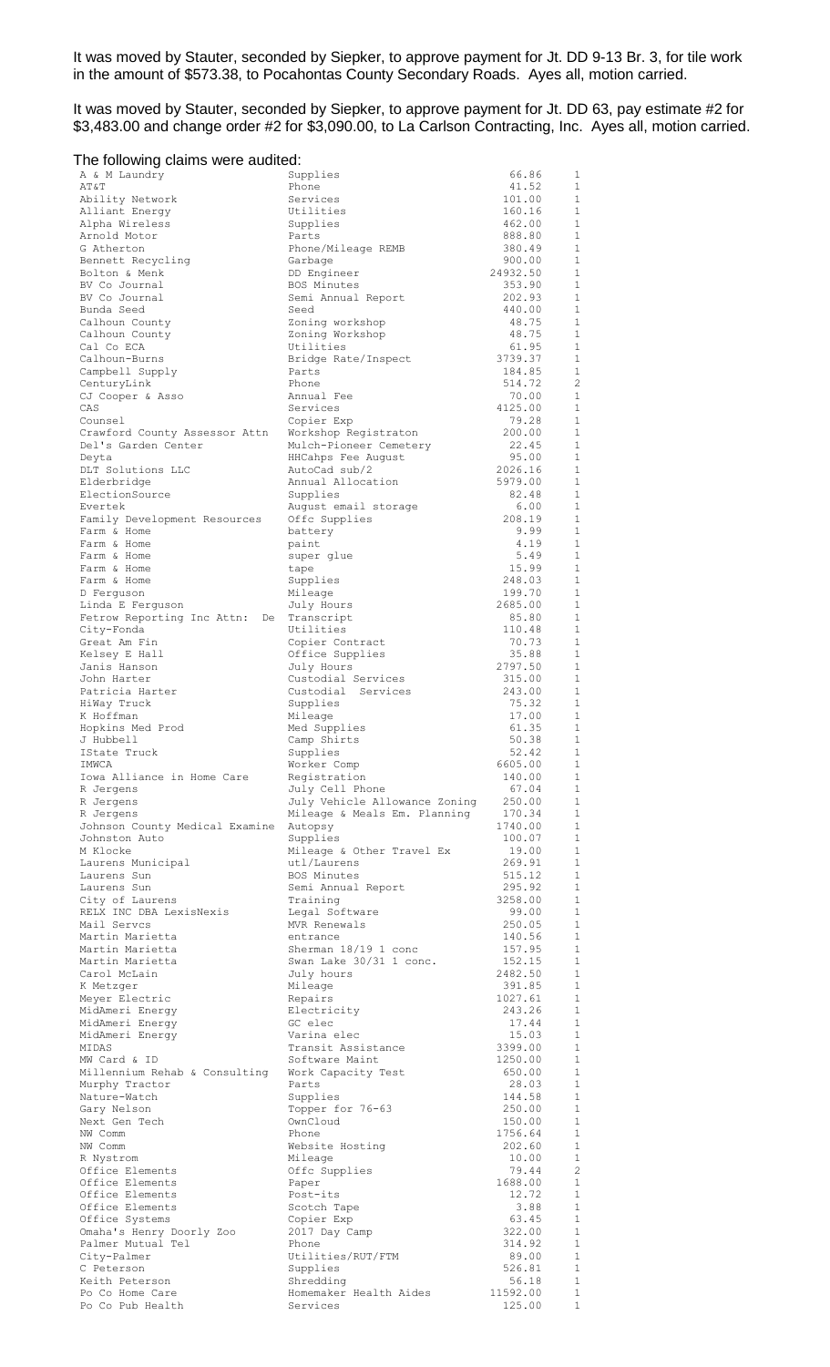It was moved by Stauter, seconded by Siepker, to approve payment for Jt. DD 9-13 Br. 3, for tile work in the amount of $573.38, to Pocahontas County Secondary Roads. Ayes all, motion carried.

It was moved by Stauter, seconded by Siepker, to approve payment for Jt. DD 63, pay estimate #2 for $3,483.00 and change order #2 for $3,090.00, to La Carlson Contracting, Inc. Ayes all, motion carried.

The following claims were audited:

| | | | |
|---|---|---|---|
| A & M Laundry | Supplies | 66.86 | 1 |
| AT&T | Phone | 41.52 | 1 |
| Ability Network | Services | 101.00 | 1 |
| Alliant Energy | Utilities | 160.16 | 1 |
| Alpha Wireless | Supplies | 462.00 | 1 |
| Arnold Motor | Parts | 888.80 | 1 |
| G Atherton | Phone/Mileage REMB | 380.49 | 1 |
| Bennett Recycling | Garbage | 900.00 | 1 |
| Bolton & Menk | DD Engineer | 24932.50 | 1 |
| BV Co Journal | BOS Minutes | 353.90 | 1 |
| BV Co Journal | Semi Annual Report | 202.93 | 1 |
| Bunda Seed | Seed | 440.00 | 1 |
| Calhoun County | Zoning workshop | 48.75 | 1 |
| Calhoun County | Zoning Workshop | 48.75 | 1 |
| Cal Co ECA | Utilities | 61.95 | 1 |
| Calhoun-Burns | Bridge Rate/Inspect | 3739.37 | 1 |
| Campbell Supply | Parts | 184.85 | 1 |
| CenturyLink | Phone | 514.72 | 2 |
| CJ Cooper & Asso | Annual Fee | 70.00 | 1 |
| CAS | Services | 4125.00 | 1 |
| Counsel | Copier Exp | 79.28 | 1 |
| Crawford County Assessor Attn | Workshop Registraton | 200.00 | 1 |
| Del's Garden Center | Mulch-Pioneer Cemetery | 22.45 | 1 |
| Deyta | HHCahps Fee August | 95.00 | 1 |
| DLT Solutions LLC | AutoCad sub/2 | 2026.16 | 1 |
| Elderbridge | Annual Allocation | 5979.00 | 1 |
| ElectionSource | Supplies | 82.48 | 1 |
| Evertek | August email storage | 6.00 | 1 |
| Family Development Resources | Offc Supplies | 208.19 | 1 |
| Farm & Home | battery | 9.99 | 1 |
| Farm & Home | paint | 4.19 | 1 |
| Farm & Home | super glue | 5.49 | 1 |
| Farm & Home | tape | 15.99 | 1 |
| Farm & Home | Supplies | 248.03 | 1 |
| D Ferguson | Mileage | 199.70 | 1 |
| Linda E Ferguson | July Hours | 2685.00 | 1 |
| Fetrow Reporting Inc Attn: De | Transcript | 85.80 | 1 |
| City-Fonda | Utilities | 110.48 | 1 |
| Great Am Fin | Copier Contract | 70.73 | 1 |
| Kelsey E Hall | Office Supplies | 35.88 | 1 |
| Janis Hanson | July Hours | 2797.50 | 1 |
| John Harter | Custodial Services | 315.00 | 1 |
| Patricia Harter | Custodial Services | 243.00 | 1 |
| HiWay Truck | Supplies | 75.32 | 1 |
| K Hoffman | Mileage | 17.00 | 1 |
| Hopkins Med Prod | Med Supplies | 61.35 | 1 |
| J Hubbell | Camp Shirts | 50.38 | 1 |
| IState Truck | Supplies | 52.42 | 1 |
| IMWCA | Worker Comp | 6605.00 | 1 |
| Iowa Alliance in Home Care | Registration | 140.00 | 1 |
| R Jergens | July Cell Phone | 67.04 | 1 |
| R Jergens | July Vehicle Allowance Zoning | 250.00 | 1 |
| R Jergens | Mileage & Meals Em. Planning | 170.34 | 1 |
| Johnson County Medical Examine | Autopsy | 1740.00 | 1 |
| Johnston Auto | Supplies | 100.07 | 1 |
| M Klocke | Mileage & Other Travel Ex | 19.00 | 1 |
| Laurens Municipal | utl/Laurens | 269.91 | 1 |
| Laurens Sun | BOS Minutes | 515.12 | 1 |
| Laurens Sun | Semi Annual Report | 295.92 | 1 |
| City of Laurens | Training | 3258.00 | 1 |
| RELX INC DBA LexisNexis | Legal Software | 99.00 | 1 |
| Mail Servcs | MVR Renewals | 250.05 | 1 |
| Martin Marietta | entrance | 140.56 | 1 |
| Martin Marietta | Sherman 18/19 1 conc | 157.95 | 1 |
| Martin Marietta | Swan Lake 30/31 1 conc. | 152.15 | 1 |
| Carol McLain | July hours | 2482.50 | 1 |
| K Metzger | Mileage | 391.85 | 1 |
| Meyer Electric | Repairs | 1027.61 | 1 |
| MidAmeri Energy | Electricity | 243.26 | 1 |
| MidAmeri Energy | GC elec | 17.44 | 1 |
| MidAmeri Energy | Varina elec | 15.03 | 1 |
| MIDAS | Transit Assistance | 3399.00 | 1 |
| MW Card & ID | Software Maint | 1250.00 | 1 |
| Millennium Rehab & Consulting | Work Capacity Test | 650.00 | 1 |
| Murphy Tractor | Parts | 28.03 | 1 |
| Nature-Watch | Supplies | 144.58 | 1 |
| Gary Nelson | Topper for 76-63 | 250.00 | 1 |
| Next Gen Tech | OwnCloud | 150.00 | 1 |
| NW Comm | Phone | 1756.64 | 1 |
| NW Comm | Website Hosting | 202.60 | 1 |
| R Nystrom | Mileage | 10.00 | 1 |
| Office Elements | Offc Supplies | 79.44 | 2 |
| Office Elements | Paper | 1688.00 | 1 |
| Office Elements | Post-its | 12.72 | 1 |
| Office Elements | Scotch Tape | 3.88 | 1 |
| Office Systems | Copier Exp | 63.45 | 1 |
| Omaha's Henry Doorly Zoo | 2017 Day Camp | 322.00 | 1 |
| Palmer Mutual Tel | Phone | 314.92 | 1 |
| City-Palmer | Utilities/RUT/FTM | 89.00 | 1 |
| C Peterson | Supplies | 526.81 | 1 |
| Keith Peterson | Shredding | 56.18 | 1 |
| Po Co Home Care | Homemaker Health Aides | 11592.00 | 1 |
| Po Co Pub Health | Services | 125.00 | 1 |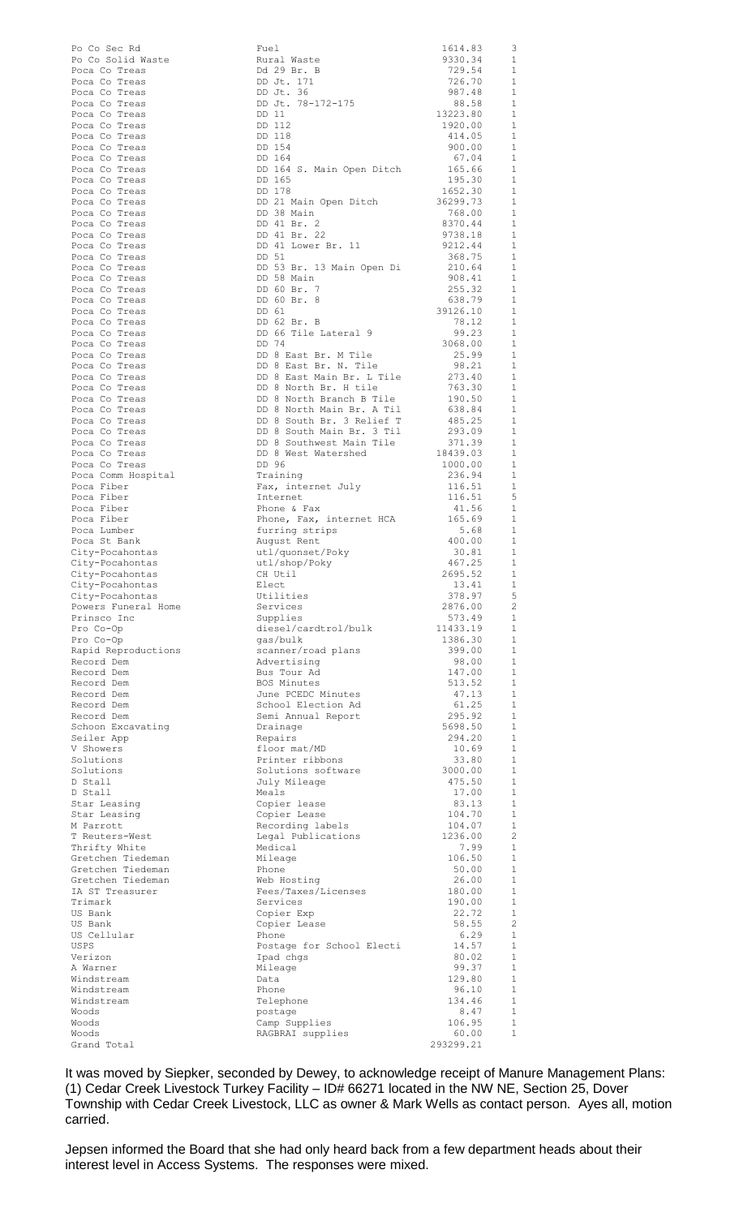| | | | |
|---|---|---|---|
| Po Co Sec Rd | Fuel | 1614.83 | 3 |
| Po Co Solid Waste | Rural Waste | 9330.34 | 1 |
| Poca Co Treas | Dd 29 Br. B | 729.54 | 1 |
| Poca Co Treas | DD Jt. 171 | 726.70 | 1 |
| Poca Co Treas | DD Jt. 36 | 987.48 | 1 |
| Poca Co Treas | DD Jt. 78-172-175 | 88.58 | 1 |
| Poca Co Treas | DD 11 | 13223.80 | 1 |
| Poca Co Treas | DD 112 | 1920.00 | 1 |
| Poca Co Treas | DD 118 | 414.05 | 1 |
| Poca Co Treas | DD 154 | 900.00 | 1 |
| Poca Co Treas | DD 164 | 67.04 | 1 |
| Poca Co Treas | DD 164 S. Main Open Ditch | 165.66 | 1 |
| Poca Co Treas | DD 165 | 195.30 | 1 |
| Poca Co Treas | DD 178 | 1652.30 | 1 |
| Poca Co Treas | DD 21 Main Open Ditch | 36299.73 | 1 |
| Poca Co Treas | DD 38 Main | 768.00 | 1 |
| Poca Co Treas | DD 41 Br. 2 | 8370.44 | 1 |
| Poca Co Treas | DD 41 Br. 22 | 9738.18 | 1 |
| Poca Co Treas | DD 41 Lower Br. 11 | 9212.44 | 1 |
| Poca Co Treas | DD 51 | 368.75 | 1 |
| Poca Co Treas | DD 53 Br. 13 Main Open Di | 210.64 | 1 |
| Poca Co Treas | DD 58 Main | 908.41 | 1 |
| Poca Co Treas | DD 60 Br. 7 | 255.32 | 1 |
| Poca Co Treas | DD 60 Br. 8 | 638.79 | 1 |
| Poca Co Treas | DD 61 | 39126.10 | 1 |
| Poca Co Treas | DD 62 Br. B | 78.12 | 1 |
| Poca Co Treas | DD 66 Tile Lateral 9 | 99.23 | 1 |
| Poca Co Treas | DD 74 | 3068.00 | 1 |
| Poca Co Treas | DD 8 East Br. M Tile | 25.99 | 1 |
| Poca Co Treas | DD 8 East Br. N. Tile | 98.21 | 1 |
| Poca Co Treas | DD 8 East Main Br. L Tile | 273.40 | 1 |
| Poca Co Treas | DD 8 North Br. H tile | 763.30 | 1 |
| Poca Co Treas | DD 8 North Branch B Tile | 190.50 | 1 |
| Poca Co Treas | DD 8 North Main Br. A Til | 638.84 | 1 |
| Poca Co Treas | DD 8 South Br. 3 Relief T | 485.25 | 1 |
| Poca Co Treas | DD 8 South Main Br. 3 Til | 293.09 | 1 |
| Poca Co Treas | DD 8 Southwest Main Tile | 371.39 | 1 |
| Poca Co Treas | DD 8 West Watershed | 18439.03 | 1 |
| Poca Co Treas | DD 96 | 1000.00 | 1 |
| Poca Comm Hospital | Training | 236.94 | 1 |
| Poca Fiber | Fax, internet July | 116.51 | 1 |
| Poca Fiber | Internet | 116.51 | 5 |
| Poca Fiber | Phone & Fax | 41.56 | 1 |
| Poca Fiber | Phone, Fax, internet HCA | 165.69 | 1 |
| Poca Lumber | furring strips | 5.68 | 1 |
| Poca St Bank | August Rent | 400.00 | 1 |
| City-Pocahontas | utl/quonset/Poky | 30.81 | 1 |
| City-Pocahontas | utl/shop/Poky | 467.25 | 1 |
| City-Pocahontas | CH Util | 2695.52 | 1 |
| City-Pocahontas | Elect | 13.41 | 1 |
| City-Pocahontas | Utilities | 378.97 | 5 |
| Powers Funeral Home | Services | 2876.00 | 2 |
| Prinsco Inc | Supplies | 573.49 | 1 |
| Pro Co-Op | diesel/cardtrol/bulk | 11433.19 | 1 |
| Pro Co-Op | gas/bulk | 1386.30 | 1 |
| Rapid Reproductions | scanner/road plans | 399.00 | 1 |
| Record Dem | Advertising | 98.00 | 1 |
| Record Dem | Bus Tour Ad | 147.00 | 1 |
| Record Dem | BOS Minutes | 513.52 | 1 |
| Record Dem | June PCEDC Minutes | 47.13 | 1 |
| Record Dem | School Election Ad | 61.25 | 1 |
| Record Dem | Semi Annual Report | 295.92 | 1 |
| Schoon Excavating | Drainage | 5698.50 | 1 |
| Seiler App | Repairs | 294.20 | 1 |
| V Showers | floor mat/MD | 10.69 | 1 |
| Solutions | Printer ribbons | 33.80 | 1 |
| Solutions | Solutions software | 3000.00 | 1 |
| D Stall | July Mileage | 475.50 | 1 |
| D Stall | Meals | 17.00 | 1 |
| Star Leasing | Copier lease | 83.13 | 1 |
| Star Leasing | Copier Lease | 104.70 | 1 |
| M Parrott | Recording labels | 104.07 | 1 |
| T Reuters-West | Legal Publications | 1236.00 | 2 |
| Thrifty White | Medical | 7.99 | 1 |
| Gretchen Tiedeman | Mileage | 106.50 | 1 |
| Gretchen Tiedeman | Phone | 50.00 | 1 |
| Gretchen Tiedeman | Web Hosting | 26.00 | 1 |
| IA ST Treasurer | Fees/Taxes/Licenses | 180.00 | 1 |
| Trimark | Services | 190.00 | 1 |
| US Bank | Copier Exp | 22.72 | 1 |
| US Bank | Copier Lease | 58.55 | 2 |
| US Cellular | Phone | 6.29 | 1 |
| USPS | Postage for School Electi | 14.57 | 1 |
| Verizon | Ipad chgs | 80.02 | 1 |
| A Warner | Mileage | 99.37 | 1 |
| Windstream | Data | 129.80 | 1 |
| Windstream | Phone | 96.10 | 1 |
| Windstream | Telephone | 134.46 | 1 |
| Woods | postage | 8.47 | 1 |
| Woods | Camp Supplies | 106.95 | 1 |
| Woods | RAGBRAI supplies | 60.00 | 1 |
| Grand Total | | 293299.21 | |

It was moved by Siepker, seconded by Dewey, to acknowledge receipt of Manure Management Plans: (1) Cedar Creek Livestock Turkey Facility – ID# 66271 located in the NW NE, Section 25, Dover Township with Cedar Creek Livestock, LLC as owner & Mark Wells as contact person. Ayes all, motion carried.

Jepsen informed the Board that she had only heard back from a few department heads about their interest level in Access Systems. The responses were mixed.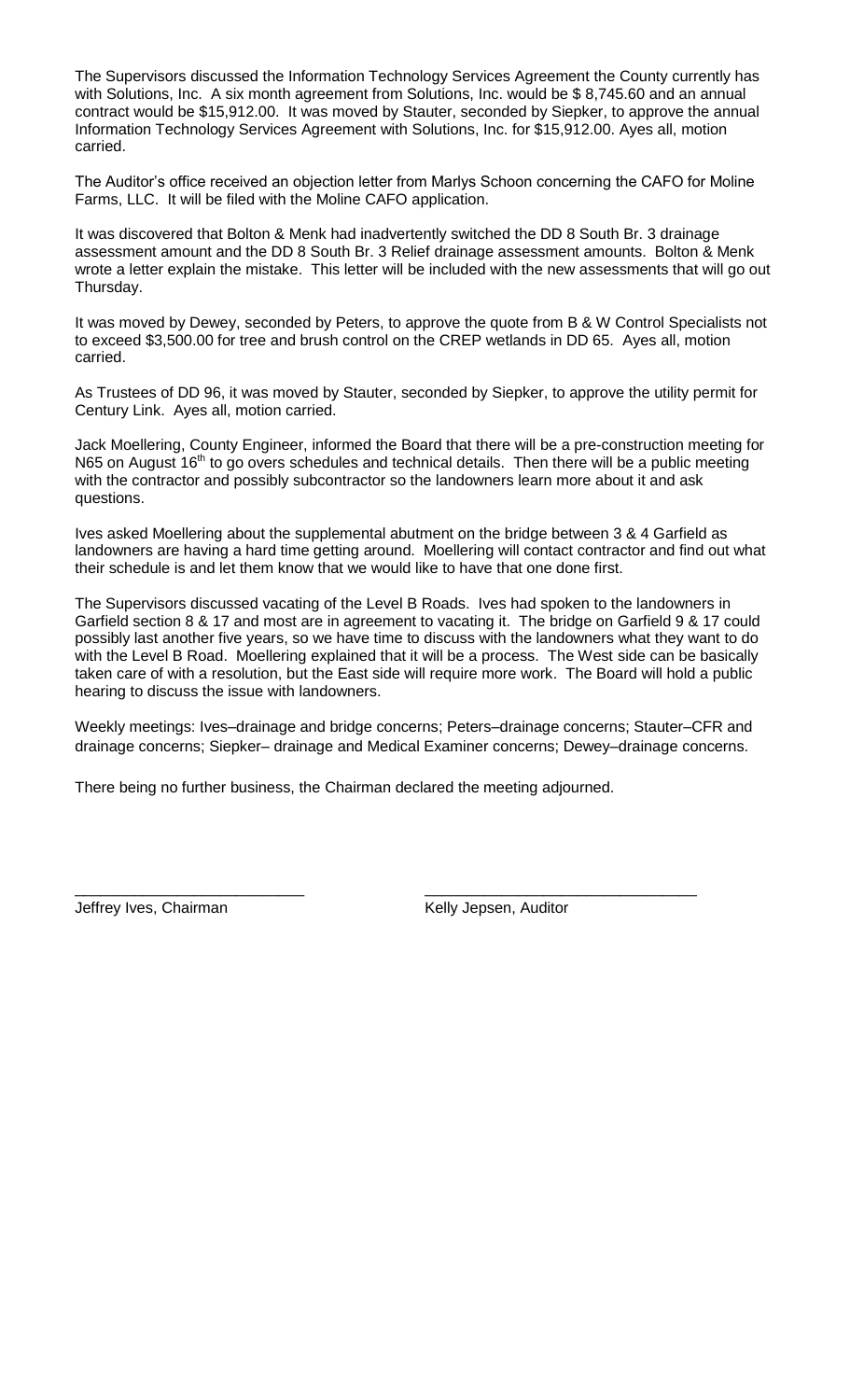The Supervisors discussed the Information Technology Services Agreement the County currently has with Solutions, Inc. A six month agreement from Solutions, Inc. would be $ 8,745.60 and an annual contract would be $15,912.00. It was moved by Stauter, seconded by Siepker, to approve the annual Information Technology Services Agreement with Solutions, Inc. for $15,912.00. Ayes all, motion carried.

The Auditor's office received an objection letter from Marlys Schoon concerning the CAFO for Moline Farms, LLC. It will be filed with the Moline CAFO application.

It was discovered that Bolton & Menk had inadvertently switched the DD 8 South Br. 3 drainage assessment amount and the DD 8 South Br. 3 Relief drainage assessment amounts. Bolton & Menk wrote a letter explain the mistake. This letter will be included with the new assessments that will go out Thursday.

It was moved by Dewey, seconded by Peters, to approve the quote from B & W Control Specialists not to exceed $3,500.00 for tree and brush control on the CREP wetlands in DD 65. Ayes all, motion carried.

As Trustees of DD 96, it was moved by Stauter, seconded by Siepker, to approve the utility permit for Century Link. Ayes all, motion carried.

Jack Moellering, County Engineer, informed the Board that there will be a pre-construction meeting for N65 on August 16th to go overs schedules and technical details. Then there will be a public meeting with the contractor and possibly subcontractor so the landowners learn more about it and ask questions.

Ives asked Moellering about the supplemental abutment on the bridge between 3 & 4 Garfield as landowners are having a hard time getting around. Moellering will contact contractor and find out what their schedule is and let them know that we would like to have that one done first.

The Supervisors discussed vacating of the Level B Roads. Ives had spoken to the landowners in Garfield section 8 & 17 and most are in agreement to vacating it. The bridge on Garfield 9 & 17 could possibly last another five years, so we have time to discuss with the landowners what they want to do with the Level B Road. Moellering explained that it will be a process. The West side can be basically taken care of with a resolution, but the East side will require more work. The Board will hold a public hearing to discuss the issue with landowners.

Weekly meetings: Ives–drainage and bridge concerns; Peters–drainage concerns; Stauter–CFR and drainage concerns; Siepker– drainage and Medical Examiner concerns; Dewey–drainage concerns.

There being no further business, the Chairman declared the meeting adjourned.

\_\_\_\_\_\_\_\_\_\_\_\_\_\_\_\_\_\_\_\_\_\_\_\_\_\_\_ \_\_\_\_\_\_\_\_\_\_\_\_\_\_\_\_\_\_\_\_\_\_\_\_\_\_\_\_\_\_\_\_

Jeffrey Ives, Chairman Kelly Jepsen, Auditor